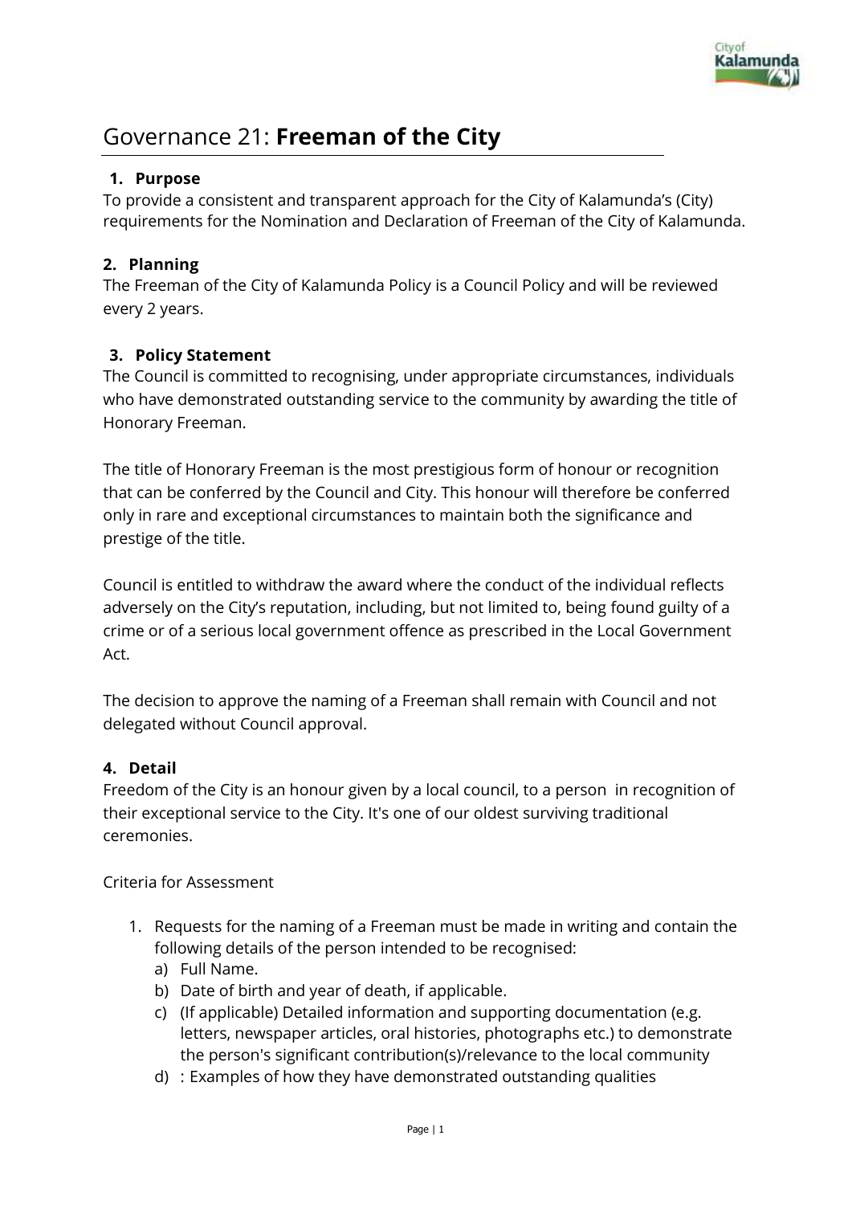# Governance 21: **Freeman of the City**

### 1. Purpose

To provide a consistent and transparent approach for the City of Kalamunda's (City) requirements for the Nomination and Declaration of Freeman of the City of Kalamunda.

### 2. Planning

The Freeman of the City of Kalamunda Policy is a Council Policy and will be reviewed every 2 years.

### 3. Policy Statement

The Council is committed to recognising, under appropriate circumstances, individuals who have demonstrated outstanding service to the community by awarding the title of Honorary Freeman.

The title of Honorary Freeman is the most prestigious form of honour or recognition that can be conferred by the Council and City. This honour will therefore be conferred only in rare and exceptional circumstances to maintain both the significance and prestige of the title.

Council is entitled to withdraw the award where the conduct of the individual reflects adversely on the City's reputation, including, but not limited to, being found guilty of a crime or of a serious local government offence as prescribed in the Local Government Act.

The decision to approve the naming of a Freeman shall remain with Council and not delegated without Council approval.

### 4. Detail

Freedom of the City is an honour given by a local council, to a person in recognition of their exceptional service to the City. It's one of our oldest surviving traditional ceremonies.

Criteria for Assessment

1. Requests for the naming of a Freeman must be made in writing and contain the following details of the person intended to be recognised:
   a) Full Name.
   b) Date of birth and year of death, if applicable.
   c) (If applicable) Detailed information and supporting documentation (e.g. letters, newspaper articles, oral histories, photographs etc.) to demonstrate the person's significant contribution(s)/relevance to the local community
   d) : Examples of how they have demonstrated outstanding qualities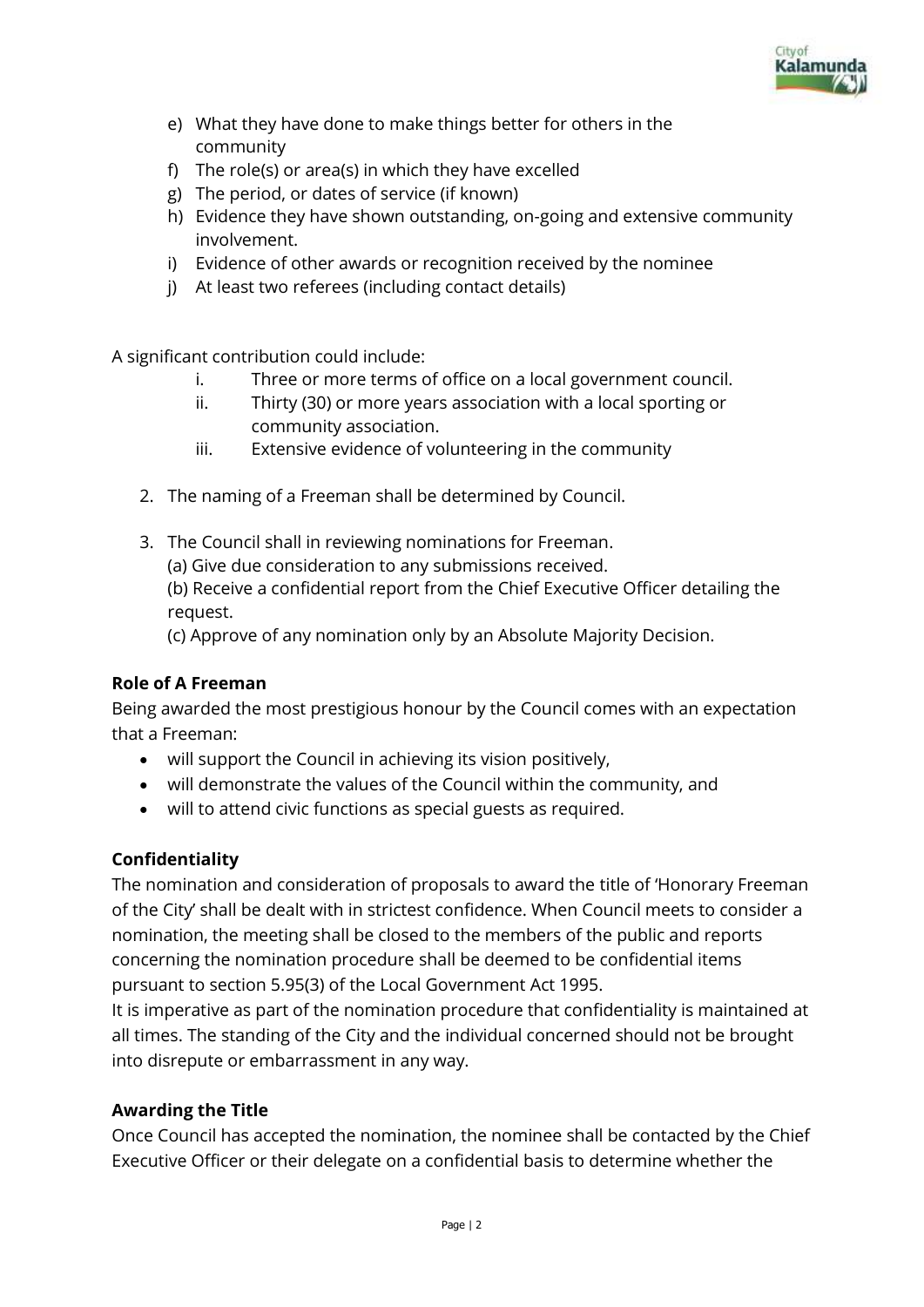e) What they have done to make things better for others in the community
f) The role(s) or area(s) in which they have excelled
g) The period, or dates of service (if known)
h) Evidence they have shown outstanding, on-going and extensive community involvement.
i) Evidence of other awards or recognition received by the nominee
j) At least two referees (including contact details)

A significant contribution could include:

i. Three or more terms of office on a local government council.
ii. Thirty (30) or more years association with a local sporting or community association.
iii. Extensive evidence of volunteering in the community

2. The naming of a Freeman shall be determined by Council.

3. The Council shall in reviewing nominations for Freeman.
   (a) Give due consideration to any submissions received.
   (b) Receive a confidential report from the Chief Executive Officer detailing the request.
   (c) Approve of any nomination only by an Absolute Majority Decision.

**Role of A Freeman**

Being awarded the most prestigious honour by the Council comes with an expectation that a Freeman:

- will support the Council in achieving its vision positively,
- will demonstrate the values of the Council within the community, and
- will to attend civic functions as special guests as required.

**Confidentiality**

The nomination and consideration of proposals to award the title of 'Honorary Freeman of the City' shall be dealt with in strictest confidence. When Council meets to consider a nomination, the meeting shall be closed to the members of the public and reports concerning the nomination procedure shall be deemed to be confidential items pursuant to section 5.95(3) of the Local Government Act 1995.

It is imperative as part of the nomination procedure that confidentiality is maintained at all times. The standing of the City and the individual concerned should not be brought into disrepute or embarrassment in any way.

**Awarding the Title**

Once Council has accepted the nomination, the nominee shall be contacted by the Chief Executive Officer or their delegate on a confidential basis to determine whether the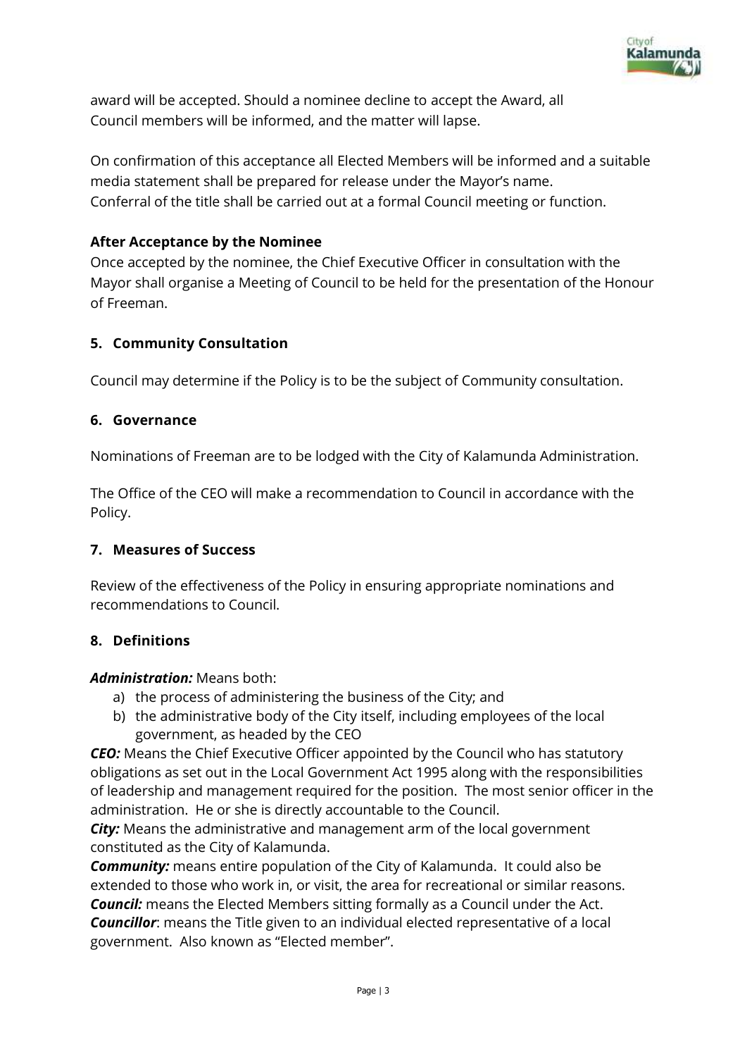award will be accepted. Should a nominee decline to accept the Award, all Council members will be informed, and the matter will lapse.

On confirmation of this acceptance all Elected Members will be informed and a suitable media statement shall be prepared for release under the Mayor's name. Conferral of the title shall be carried out at a formal Council meeting or function.

**After Acceptance by the Nominee**

Once accepted by the nominee, the Chief Executive Officer in consultation with the Mayor shall organise a Meeting of Council to be held for the presentation of the Honour of Freeman.

## 5. Community Consultation

Council may determine if the Policy is to be the subject of Community consultation.

## 6. Governance

Nominations of Freeman are to be lodged with the City of Kalamunda Administration.

The Office of the CEO will make a recommendation to Council in accordance with the Policy.

## 7. Measures of Success

Review of the effectiveness of the Policy in ensuring appropriate nominations and recommendations to Council.

## 8. Definitions

***Administration:*** Means both:

a) the process of administering the business of the City; and
b) the administrative body of the City itself, including employees of the local government, as headed by the CEO

***CEO:*** Means the Chief Executive Officer appointed by the Council who has statutory obligations as set out in the Local Government Act 1995 along with the responsibilities of leadership and management required for the position. The most senior officer in the administration. He or she is directly accountable to the Council.

***City:*** Means the administrative and management arm of the local government constituted as the City of Kalamunda.

***Community:*** means entire population of the City of Kalamunda. It could also be extended to those who work in, or visit, the area for recreational or similar reasons.

***Council:*** means the Elected Members sitting formally as a Council under the Act.

***Councillor***: means the Title given to an individual elected representative of a local government. Also known as "Elected member".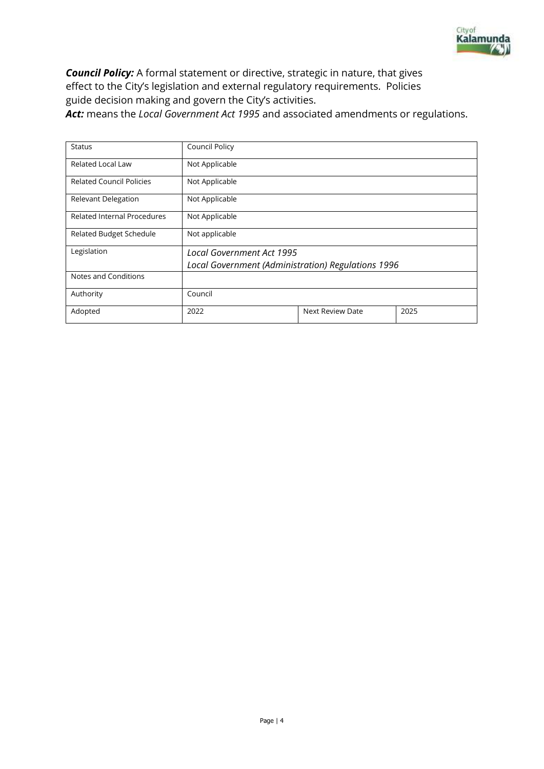***Council Policy:*** A formal statement or directive, strategic in nature, that gives effect to the City's legislation and external regulatory requirements. Policies guide decision making and govern the City's activities.

***Act:*** means the *Local Government Act 1995* and associated amendments or regulations.

| | | | |
|---|---|---|---|
| Status | Council Policy | | |
| Related Local Law | Not Applicable | | |
| Related Council Policies | Not Applicable | | |
| Relevant Delegation | Not Applicable | | |
| Related Internal Procedures | Not Applicable | | |
| Related Budget Schedule | Not applicable | | |
| Legislation | *Local Government Act 1995*<br>*Local Government (Administration) Regulations 1996* | | |
| Notes and Conditions | | | |
| Authority | Council | | |
| Adopted | 2022 | Next Review Date | 2025 |